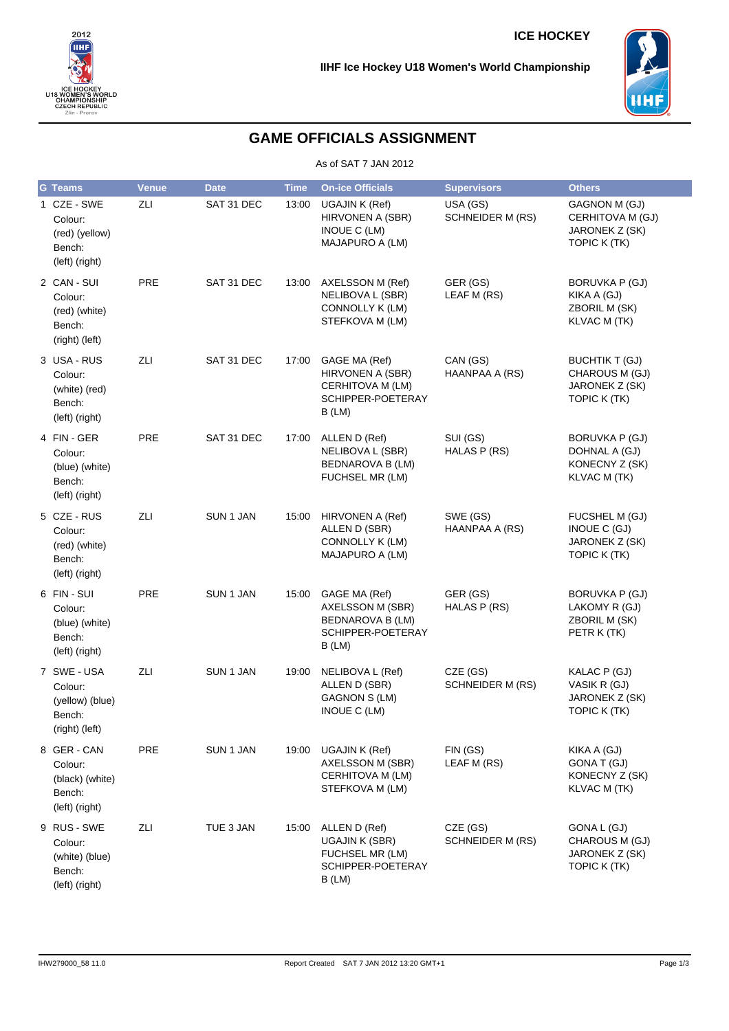ICE HOCKEY

IIHF Ice Hockey U18 Women's World Championship

# GAME OFFICIALS ASSIGNMENT

As of SAT 7 JAN 2012

| G | Teams | Venue | Date | Time | On-ice Officials | Supervisors | Others |
|---|---|---|---|---|---|---|---|
| 1 | CZE - SWE Colour: (red) (yellow) Bench: (left) (right) | ZLI | SAT 31 DEC | 13:00 | UGAJIN K (Ref) HIRVONEN A (SBR) INOUE C (LM) MAJAPURO A (LM) | USA (GS) SCHNEIDER M (RS) | GAGNON M (GJ) CERHITOVA M (GJ) JARONEK Z (SK) TOPIC K (TK) |
| 2 | CAN - SUI Colour: (red) (white) Bench: (right) (left) | PRE | SAT 31 DEC | 13:00 | AXELSSON M (Ref) NELIBOVA L (SBR) CONNOLLY K (LM) STEFKOVA M (LM) | GER (GS) LEAF M (RS) | BORUVKA P (GJ) KIKA A (GJ) ZBORIL M (SK) KLVAC M (TK) |
| 3 | USA - RUS Colour: (white) (red) Bench: (left) (right) | ZLI | SAT 31 DEC | 17:00 | GAGE MA (Ref) HIRVONEN A (SBR) CERHITOVA M (LM) SCHIPPER-POETERAY B (LM) | CAN (GS) HAANPAA A (RS) | BUCHTIK T (GJ) CHAROUS M (GJ) JARONEK Z (SK) TOPIC K (TK) |
| 4 | FIN - GER Colour: (blue) (white) Bench: (left) (right) | PRE | SAT 31 DEC | 17:00 | ALLEN D (Ref) NELIBOVA L (SBR) BEDNAROVA B (LM) FUCHSEL MR (LM) | SUI (GS) HALAS P (RS) | BORUVKA P (GJ) DOHNAL A (GJ) KONECNY Z (SK) KLVAC M (TK) |
| 5 | CZE - RUS Colour: (red) (white) Bench: (left) (right) | ZLI | SUN 1 JAN | 15:00 | HIRVONEN A (Ref) ALLEN D (SBR) CONNOLLY K (LM) MAJAPURO A (LM) | SWE (GS) HAANPAA A (RS) | FUCSHEL M (GJ) INOUE C (GJ) JARONEK Z (SK) TOPIC K (TK) |
| 6 | FIN - SUI Colour: (blue) (white) Bench: (left) (right) | PRE | SUN 1 JAN | 15:00 | GAGE MA (Ref) AXELSSON M (SBR) BEDNAROVA B (LM) SCHIPPER-POETERAY B (LM) | GER (GS) HALAS P (RS) | BORUVKA P (GJ) LAKOMY R (GJ) ZBORIL M (SK) PETR K (TK) |
| 7 | SWE - USA Colour: (yellow) (blue) Bench: (right) (left) | ZLI | SUN 1 JAN | 19:00 | NELIBOVA L (Ref) ALLEN D (SBR) GAGNON S (LM) INOUE C (LM) | CZE (GS) SCHNEIDER M (RS) | KALAC P (GJ) VASIK R (GJ) JARONEK Z (SK) TOPIC K (TK) |
| 8 | GER - CAN Colour: (black) (white) Bench: (left) (right) | PRE | SUN 1 JAN | 19:00 | UGAJIN K (Ref) AXELSSON M (SBR) CERHITOVA M (LM) STEFKOVA M (LM) | FIN (GS) LEAF M (RS) | KIKA A (GJ) GONA T (GJ) KONECNY Z (SK) KLVAC M (TK) |
| 9 | RUS - SWE Colour: (white) (blue) Bench: (left) (right) | ZLI | TUE 3 JAN | 15:00 | ALLEN D (Ref) UGAJIN K (SBR) FUCHSEL MR (LM) SCHIPPER-POETERAY B (LM) | CZE (GS) SCHNEIDER M (RS) | GONA L (GJ) CHAROUS M (GJ) JARONEK Z (SK) TOPIC K (TK) |

IHW279000_58 11.0 Report Created SAT 7 JAN 2012 13:20 GMT+1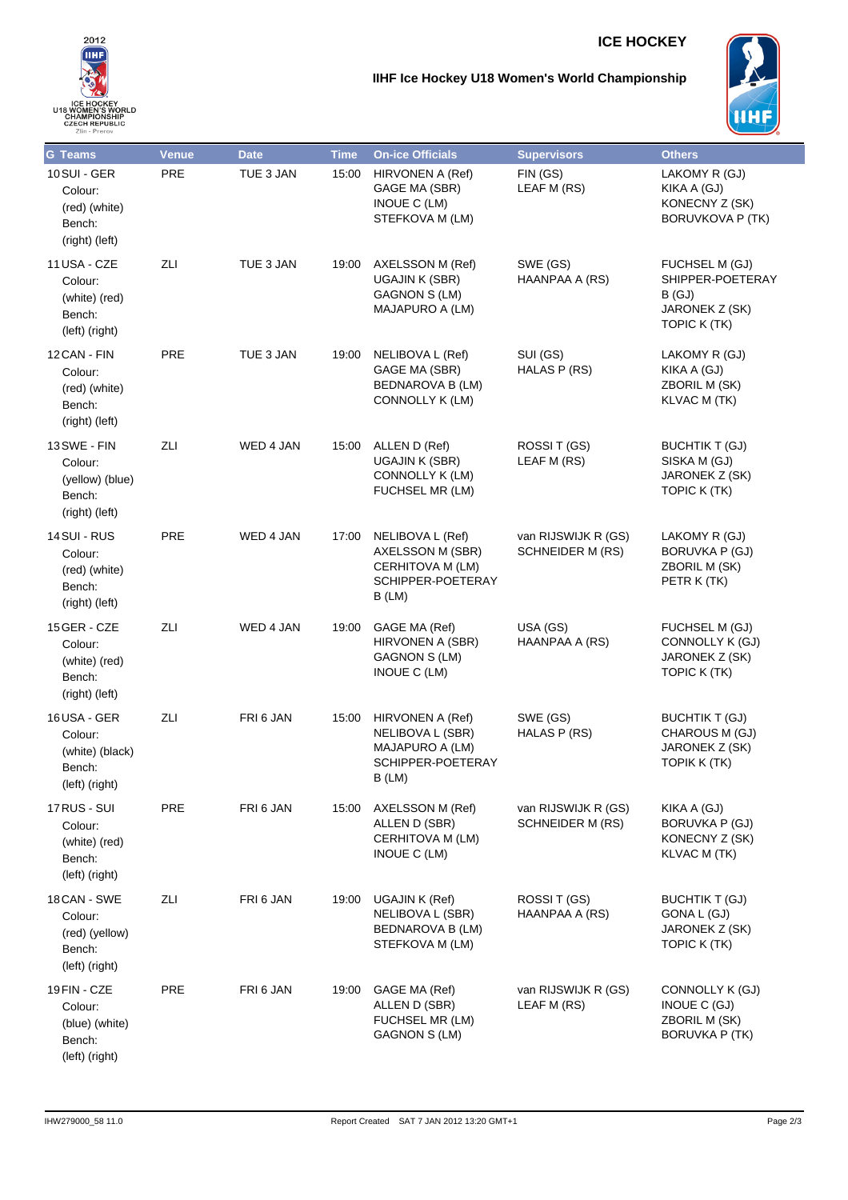# ICE HOCKEY

## IIHF Ice Hockey U18 Women's World Championship

| G | Teams | Venue | Date | Time | On-ice Officials | Supervisors | Others |
|---|---|---|---|---|---|---|---|
| 10 | SUI - GER<br>Colour:<br>(red) (white)<br>Bench:<br>(right) (left) | PRE | TUE 3 JAN | 15:00 | HIRVONEN A (Ref)<br>GAGE MA (SBR)<br>INOUE C (LM)<br>STEFKOVA M (LM) | FIN (GS)<br>LEAF M (RS) | LAKOMY R (GJ)<br>KIKA A (GJ)<br>KONECNY Z (SK)<br>BORUVKOVA P (TK) |
| 11 | USA - CZE<br>Colour:<br>(white) (red)<br>Bench:<br>(left) (right) | ZLI | TUE 3 JAN | 19:00 | AXELSSON M (Ref)<br>UGAJIN K (SBR)<br>GAGNON S (LM)<br>MAJAPURO A (LM) | SWE (GS)<br>HAANPAA A (RS) | FUCHSEL M (GJ)<br>SHIPPER-POETERAY B (GJ)<br>JARONEK Z (SK)<br>TOPIC K (TK) |
| 12 | CAN - FIN<br>Colour:<br>(red) (white)<br>Bench:<br>(right) (left) | PRE | TUE 3 JAN | 19:00 | NELIBOVA L (Ref)<br>GAGE MA (SBR)<br>BEDNAROVA B (LM)<br>CONNOLLY K (LM) | SUI (GS)<br>HALAS P (RS) | LAKOMY R (GJ)<br>KIKA A (GJ)<br>ZBORIL M (SK)<br>KLVAC M (TK) |
| 13 | SWE - FIN<br>Colour:<br>(yellow) (blue)<br>Bench:<br>(right) (left) | ZLI | WED 4 JAN | 15:00 | ALLEN D (Ref)<br>UGAJIN K (SBR)<br>CONNOLLY K (LM)<br>FUCHSEL MR (LM) | ROSSI T (GS)<br>LEAF M (RS) | BUCHTIK T (GJ)<br>SISKA M (GJ)<br>JARONEK Z (SK)<br>TOPIC K (TK) |
| 14 | SUI - RUS<br>Colour:<br>(red) (white)<br>Bench:<br>(right) (left) | PRE | WED 4 JAN | 17:00 | NELIBOVA L (Ref)<br>AXELSSON M (SBR)<br>CERHITOVA M (LM)<br>SCHIPPER-POETERAY B (LM) | van RIJSWIJK R (GS)<br>SCHNEIDER M (RS) | LAKOMY R (GJ)<br>BORUVKA P (GJ)<br>ZBORIL M (SK)<br>PETR K (TK) |
| 15 | GER - CZE<br>Colour:<br>(white) (red)<br>Bench:<br>(right) (left) | ZLI | WED 4 JAN | 19:00 | GAGE MA (Ref)<br>HIRVONEN A (SBR)<br>GAGNON S (LM)<br>INOUE C (LM) | USA (GS)<br>HAANPAA A (RS) | FUCHSEL M (GJ)<br>CONNOLLY K (GJ)<br>JARONEK Z (SK)<br>TOPIC K (TK) |
| 16 | USA - GER<br>Colour:<br>(white) (black)<br>Bench:<br>(left) (right) | ZLI | FRI 6 JAN | 15:00 | HIRVONEN A (Ref)<br>NELIBOVA L (SBR)<br>MAJAPURO A (LM)<br>SCHIPPER-POETERAY B (LM) | SWE (GS)<br>HALAS P (RS) | BUCHTIK T (GJ)<br>CHAROUS M (GJ)<br>JARONEK Z (SK)<br>TOPIK K (TK) |
| 17 | RUS - SUI<br>Colour:<br>(white) (red)<br>Bench:<br>(left) (right) | PRE | FRI 6 JAN | 15:00 | AXELSSON M (Ref)<br>ALLEN D (SBR)<br>CERHITOVA M (LM)<br>INOUE C (LM) | van RIJSWIJK R (GS)<br>SCHNEIDER M (RS) | KIKA A (GJ)<br>BORUVKA P (GJ)<br>KONECNY Z (SK)<br>KLVAC M (TK) |
| 18 | CAN - SWE<br>Colour:<br>(red) (yellow)<br>Bench:<br>(left) (right) | ZLI | FRI 6 JAN | 19:00 | UGAJIN K (Ref)<br>NELIBOVA L (SBR)<br>BEDNAROVA B (LM)<br>STEFKOVA M (LM) | ROSSI T (GS)<br>HAANPAA A (RS) | BUCHTIK T (GJ)<br>GONA L (GJ)<br>JARONEK Z (SK)<br>TOPIC K (TK) |
| 19 | FIN - CZE<br>Colour:<br>(blue) (white)<br>Bench:<br>(left) (right) | PRE | FRI 6 JAN | 19:00 | GAGE MA (Ref)<br>ALLEN D (SBR)<br>FUCHSEL MR (LM)<br>GAGNON S (LM) | van RIJSWIJK R (GS)<br>LEAF M (RS) | CONNOLLY K (GJ)<br>INOUE C (GJ)<br>ZBORIL M (SK)<br>BORUVKA P (TK) |

IHW279000_58 11.0 Report Created SAT 7 JAN 2012 13:20 GMT+1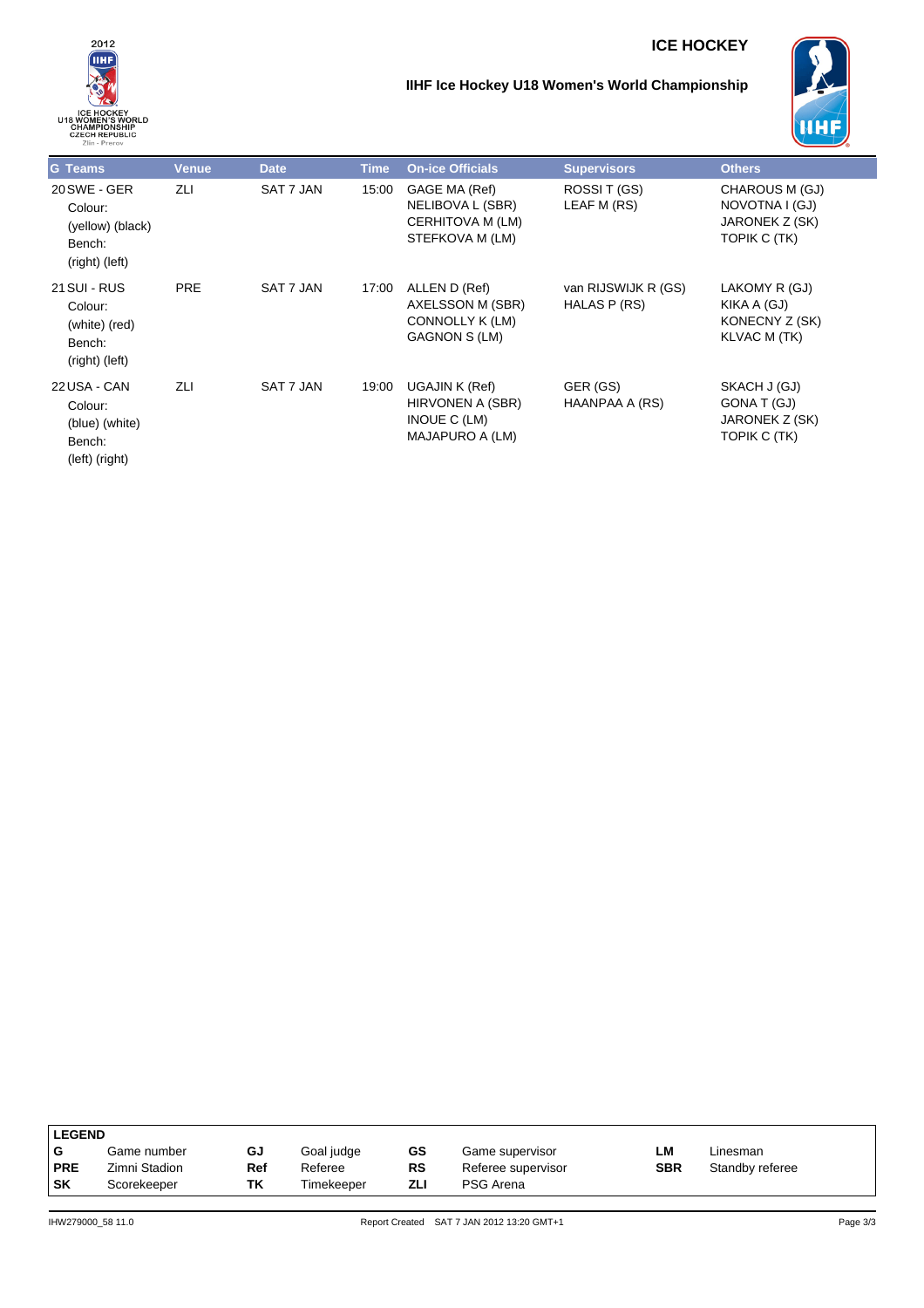# ICE HOCKEY

## IIHF Ice Hockey U18 Women's World Championship

| G | Teams | Venue | Date | Time | On-ice Officials | Supervisors | Others |
|---|---|---|---|---|---|---|---|
| 20 | SWE - GER<br>Colour:<br>(yellow) (black)<br>Bench:<br>(right) (left) | ZLI | SAT 7 JAN | 15:00 | GAGE MA (Ref)<br>NELIBOVA L (SBR)<br>CERHITOVA M (LM)<br>STEFKOVA M (LM) | ROSSI T (GS)<br>LEAF M (RS) | CHAROUS M (GJ)<br>NOVOTNA I (GJ)<br>JARONEK Z (SK)<br>TOPIK C (TK) |
| 21 | SUI - RUS<br>Colour:<br>(white) (red)<br>Bench:<br>(right) (left) | PRE | SAT 7 JAN | 17:00 | ALLEN D (Ref)<br>AXELSSON M (SBR)<br>CONNOLLY K (LM)<br>GAGNON S (LM) | van RIJSWIJK R (GS)<br>HALAS P (RS) | LAKOMY R (GJ)<br>KIKA A (GJ)<br>KONECNY Z (SK)<br>KLVAC M (TK) |
| 22 | USA - CAN<br>Colour:<br>(blue) (white)<br>Bench:<br>(left) (right) | ZLI | SAT 7 JAN | 19:00 | UGAJIN K (Ref)<br>HIRVONEN A (SBR)<br>INOUE C (LM)<br>MAJAPURO A (LM) | GER (GS)<br>HAANPAA A (RS) | SKACH J (GJ)<br>GONA T (GJ)<br>JARONEK Z (SK)<br>TOPIK C (TK) |

**LEGEND**

| | | | | | | | |
|---|---|---|---|---|---|---|---|
| **G** | Game number | **GJ** | Goal judge | **GS** | Game supervisor | **LM** | Linesman |
| **PRE** | Zimni Stadion | **Ref** | Referee | **RS** | Referee supervisor | **SBR** | Standby referee |
| **SK** | Scorekeeper | **TK** | Timekeeper | **ZLI** | PSG Arena | | |

IHW279000_58 11.0 Report Created SAT 7 JAN 2012 13:20 GMT+1